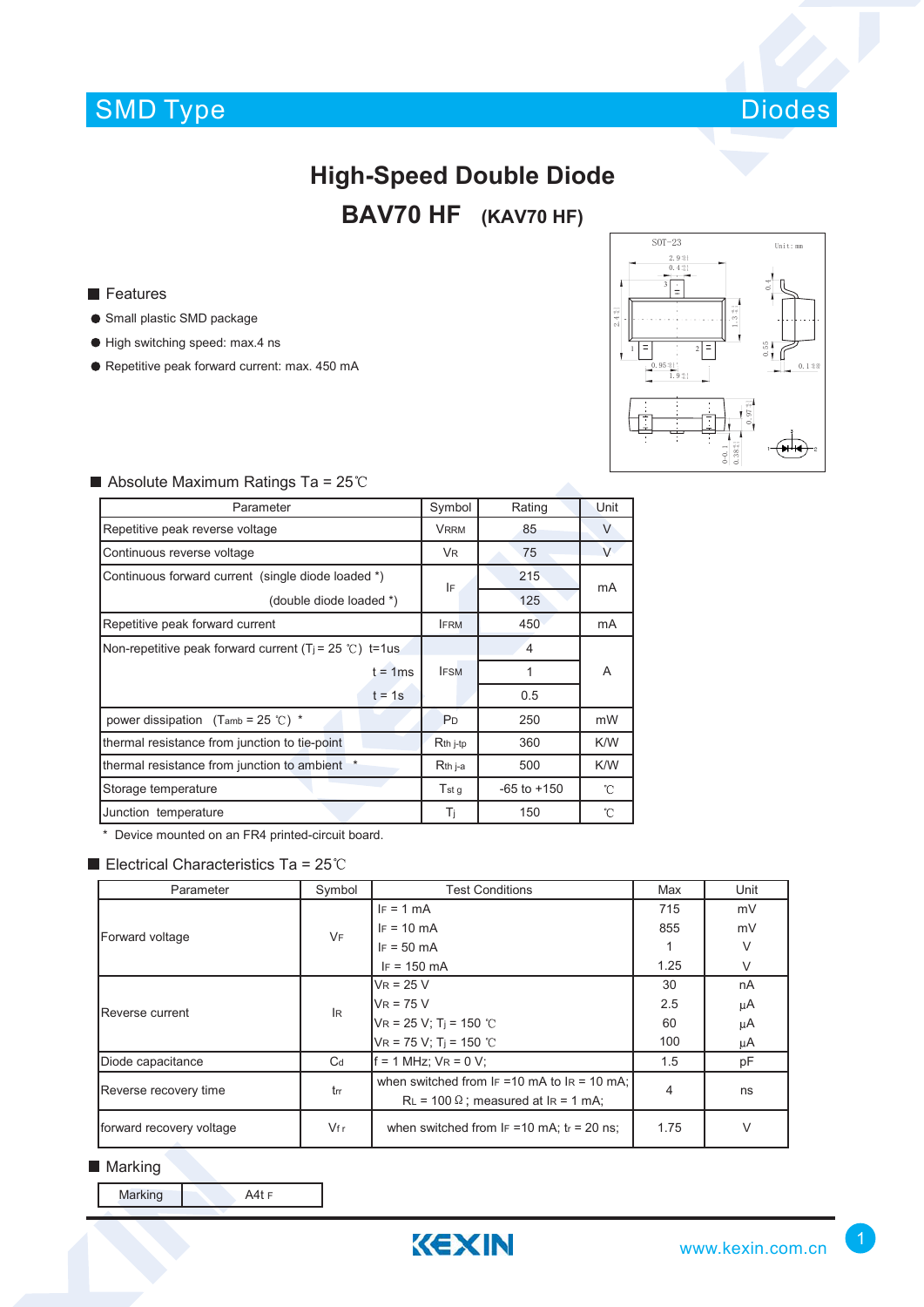SMD Type　　Diodes

# High-Speed Double Diode

## BAV70 HF (KAV70 HF)

### Features

- Small plastic SMD package
- High switching speed: max.4 ns
- Repetitive peak forward current: max. 450 mA

### Absolute Maximum Ratings Ta = 25℃

| Parameter | Symbol | Rating | Unit |
|---|---|---|---|
| Repetitive peak reverse voltage | $V_{RRM}$ | 85 | V |
| Continuous reverse voltage | $V_R$ | 75 | V |
| Continuous forward current (single diode loaded *) | $I_F$ | 215 | mA |
| (double diode loaded *) | | 125 | |
| Repetitive peak forward current | $I_{FRM}$ | 450 | mA |
| Non-repetitive peak forward current ($T_j$ = 25 ℃) t=1us | $I_{FSM}$ | 4 | A |
| t = 1ms | | 1 | |
| t = 1s | | 0.5 | |
| power dissipation ($T_{amb}$ = 25 ℃) * | $P_D$ | 250 | mW |
| thermal resistance from junction to tie-point | $R_{th\ j\text{-}tp}$ | 360 | K/W |
| thermal resistance from junction to ambient * | $R_{th\ j\text{-}a}$ | 500 | K/W |
| Storage temperature | $T_{stg}$ | -65 to +150 | ℃ |
| Junction temperature | $T_j$ | 150 | ℃ |

\* Device mounted on an FR4 printed-circuit board.

### Electrical Characteristics Ta = 25℃

| Parameter | Symbol | Test Conditions | Max | Unit |
|---|---|---|---|---|
| Forward voltage | $V_F$ | $I_F$ = 1 mA | 715 | mV |
| | | $I_F$ = 10 mA | 855 | mV |
| | | $I_F$ = 50 mA | 1 | V |
| | | $I_F$ = 150 mA | 1.25 | V |
| Reverse current | $I_R$ | $V_R$ = 25 V | 30 | nA |
| | | $V_R$ = 75 V | 2.5 | µA |
| | | $V_R$ = 25 V; $T_j$ = 150 ℃ | 60 | µA |
| | | $V_R$ = 75 V; $T_j$ = 150 ℃ | 100 | µA |
| Diode capacitance | $C_d$ | f = 1 MHz; $V_R$ = 0 V; | 1.5 | pF |
| Reverse recovery time | $t_{rr}$ | when switched from $I_F$ =10 mA to $I_R$ = 10 mA; $R_L$ = 100 Ω; measured at $I_R$ = 1 mA; | 4 | ns |
| forward recovery voltage | $V_{fr}$ | when switched from $I_F$ =10 mA; $t_r$ = 20 ns; | 1.75 | V |

### Marking

| Marking | A4t F |
|---|---|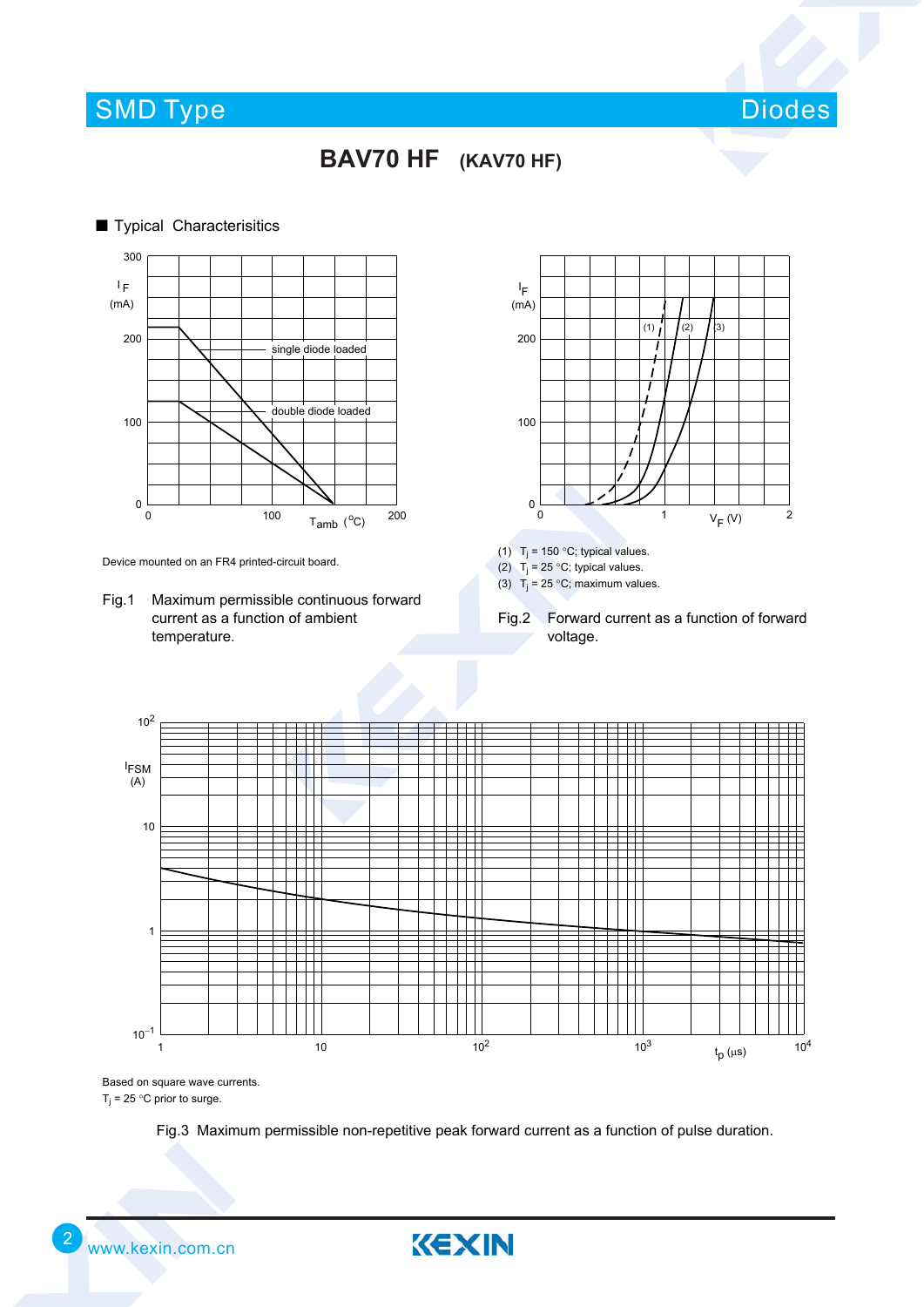# BAV70 HF (KAV70 HF)

■ Typical Characterisitics

Device mounted on an FR4 printed-circuit board.

Fig.1 Maximum permissible continuous forward current as a function of ambient temperature.

(1) $T_j$ = 150 °C; typical values.
(2) $T_j$ = 25 °C; typical values.
(3) $T_j$ = 25 °C; maximum values.

Fig.2 Forward current as a function of forward voltage.

Based on square wave currents.
$T_j$ = 25 °C prior to surge.

Fig.3 Maximum permissible non-repetitive peak forward current as a function of pulse duration.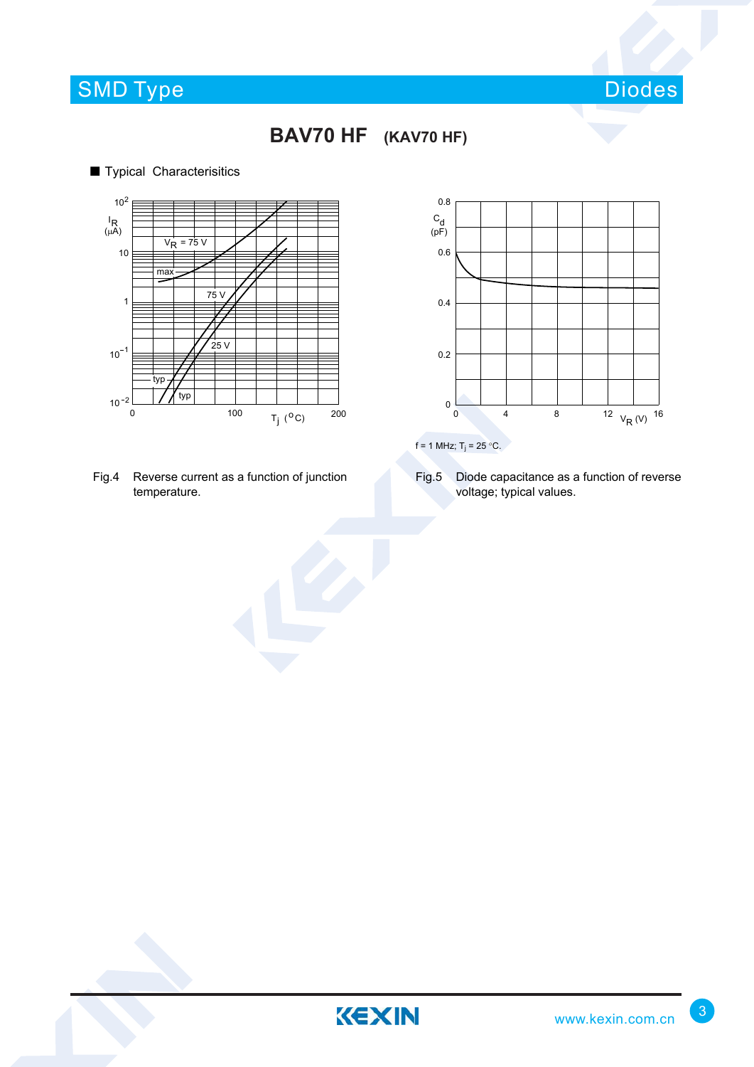# BAV70 HF (KAV70 HF)

■ Typical Characterisitics

$10^2$
$I_R$
(μA)
10
1
$10^{-1}$
$10^{-2}$
0
100
200
$T_j$ (°C)
$V_R$ = 75 V
max
75 V
25 V
typ
typ

Fig.4 Reverse current as a function of junction temperature.

0.8
$C_d$
(pF)
0.6
0.4
0.2
0
0
4
8
12
16
$V_R$ (V)

f = 1 MHz; $T_j$ = 25 °C.

Fig.5 Diode capacitance as a function of reverse voltage; typical values.